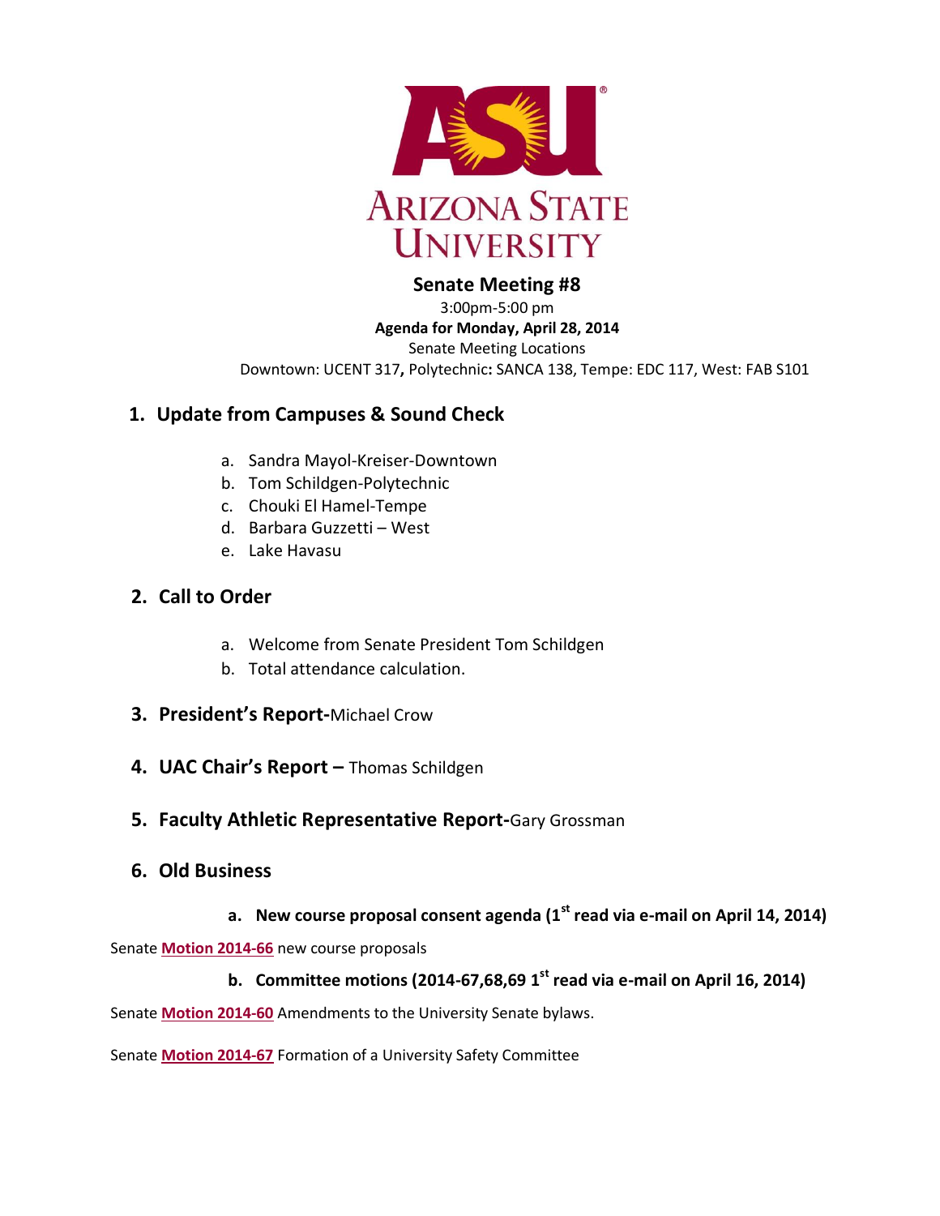ARIZONA STATE UNIVERSITY

# Senate Meeting #8

3:00pm-5:00 pm

**Agenda for Monday, April 28, 2014**

Senate Meeting Locations

Downtown: UCENT 317**,** Polytechnic**:** SANCA 138, Tempe: EDC 117, West: FAB S101

## 1. Update from Campuses & Sound Check

a. Sandra Mayol-Kreiser-Downtown
b. Tom Schildgen-Polytechnic
c. Chouki El Hamel-Tempe
d. Barbara Guzzetti – West
e. Lake Havasu

## 2. Call to Order

a. Welcome from Senate President Tom Schildgen
b. Total attendance calculation.

## 3. President's Report-Michael Crow

## 4. UAC Chair's Report – Thomas Schildgen

## 5. Faculty Athletic Representative Report-Gary Grossman

## 6. Old Business

### a. New course proposal consent agenda (1st read via e-mail on April 14, 2014)

Senate **Motion 2014-66** new course proposals

### b. Committee motions (2014-67,68,69 1st read via e-mail on April 16, 2014)

Senate **Motion 2014-60** Amendments to the University Senate bylaws.

Senate **Motion 2014-67** Formation of a University Safety Committee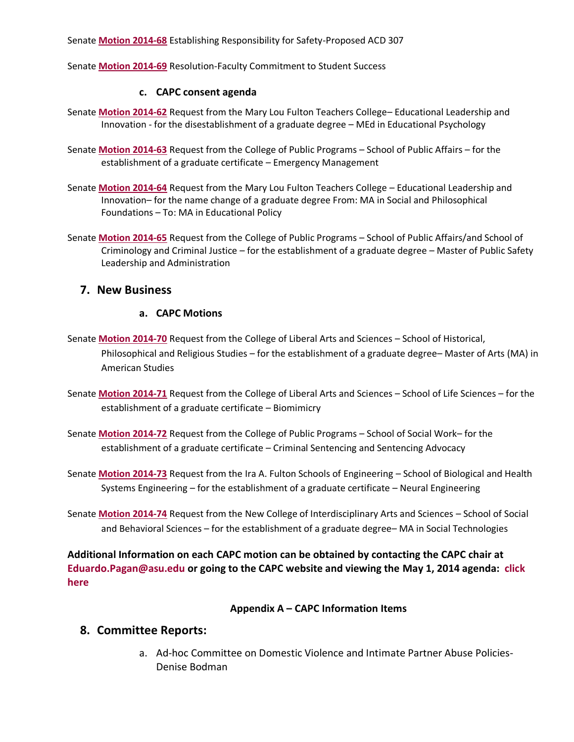Senate **Motion 2014-68** Establishing Responsibility for Safety-Proposed ACD 307

Senate **Motion 2014-69** Resolution-Faculty Commitment to Student Success

#### c. CAPC consent agenda

Senate **Motion 2014-62** Request from the Mary Lou Fulton Teachers College– Educational Leadership and Innovation - for the disestablishment of a graduate degree – MEd in Educational Psychology

Senate **Motion 2014-63** Request from the College of Public Programs – School of Public Affairs – for the establishment of a graduate certificate – Emergency Management

Senate **Motion 2014-64** Request from the Mary Lou Fulton Teachers College – Educational Leadership and Innovation– for the name change of a graduate degree From: MA in Social and Philosophical Foundations – To: MA in Educational Policy

Senate **Motion 2014-65** Request from the College of Public Programs – School of Public Affairs/and School of Criminology and Criminal Justice – for the establishment of a graduate degree – Master of Public Safety Leadership and Administration

## 7. New Business

#### a. CAPC Motions

Senate **Motion 2014-70** Request from the College of Liberal Arts and Sciences – School of Historical, Philosophical and Religious Studies – for the establishment of a graduate degree– Master of Arts (MA) in American Studies

Senate **Motion 2014-71** Request from the College of Liberal Arts and Sciences – School of Life Sciences – for the establishment of a graduate certificate – Biomimicry

Senate **Motion 2014-72** Request from the College of Public Programs – School of Social Work– for the establishment of a graduate certificate – Criminal Sentencing and Sentencing Advocacy

Senate **Motion 2014-73** Request from the Ira A. Fulton Schools of Engineering – School of Biological and Health Systems Engineering – for the establishment of a graduate certificate – Neural Engineering

Senate **Motion 2014-74** Request from the New College of Interdisciplinary Arts and Sciences – School of Social and Behavioral Sciences – for the establishment of a graduate degree– MA in Social Technologies

**Additional Information on each CAPC motion can be obtained by contacting the CAPC chair at Eduardo.Pagan@asu.edu or going to the CAPC website and viewing the May 1, 2014 agenda: click here**

**Appendix A – CAPC Information Items**

## 8. Committee Reports:

a. Ad-hoc Committee on Domestic Violence and Intimate Partner Abuse Policies- Denise Bodman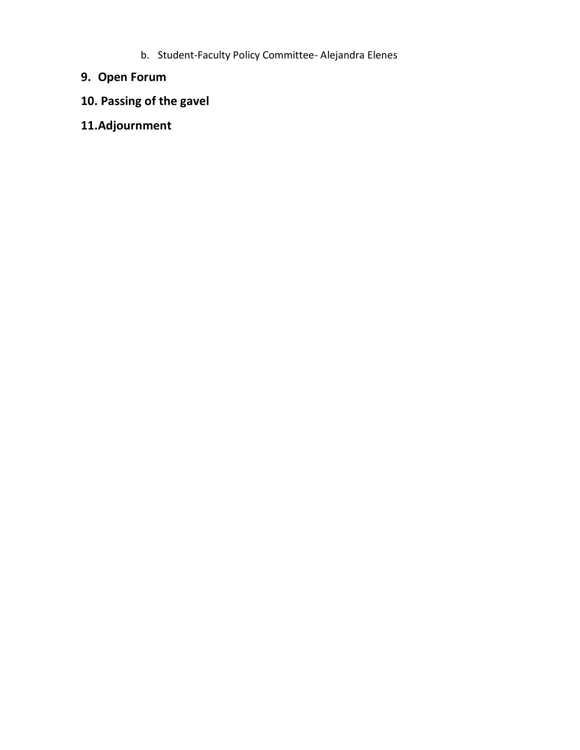b. Student-Faculty Policy Committee- Alejandra Elenes

**9. Open Forum**

**10. Passing of the gavel**

**11.Adjournment**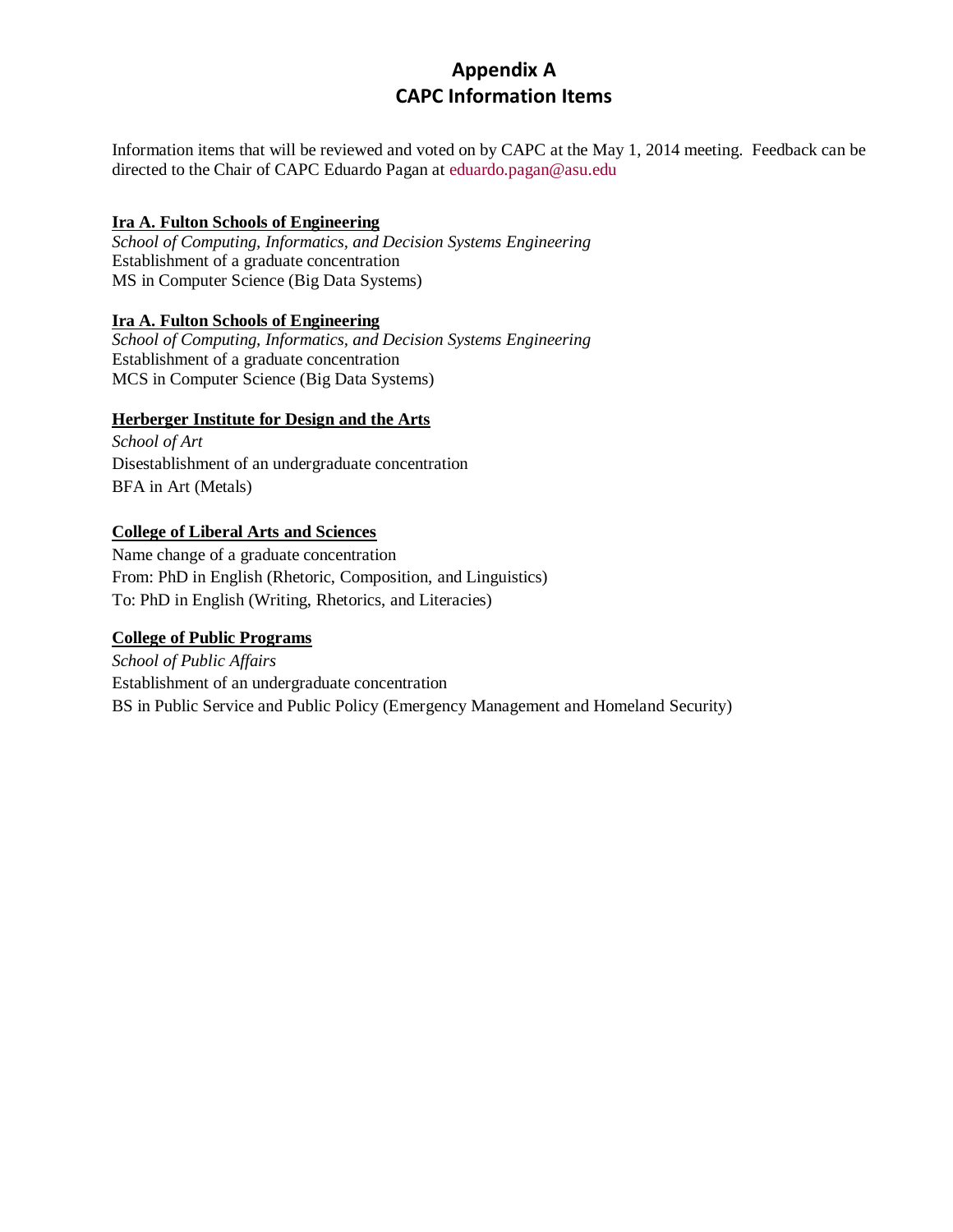# Appendix A
# CAPC Information Items

Information items that will be reviewed and voted on by CAPC at the May 1, 2014 meeting. Feedback can be directed to the Chair of CAPC Eduardo Pagan at eduardo.pagan@asu.edu

**Ira A. Fulton Schools of Engineering**
*School of Computing, Informatics, and Decision Systems Engineering*
Establishment of a graduate concentration
MS in Computer Science (Big Data Systems)

**Ira A. Fulton Schools of Engineering**
*School of Computing, Informatics, and Decision Systems Engineering*
Establishment of a graduate concentration
MCS in Computer Science (Big Data Systems)

**Herberger Institute for Design and the Arts**
*School of Art*
Disestablishment of an undergraduate concentration
BFA in Art (Metals)

**College of Liberal Arts and Sciences**
Name change of a graduate concentration
From: PhD in English (Rhetoric, Composition, and Linguistics)
To: PhD in English (Writing, Rhetorics, and Literacies)

**College of Public Programs**
*School of Public Affairs*
Establishment of an undergraduate concentration
BS in Public Service and Public Policy (Emergency Management and Homeland Security)